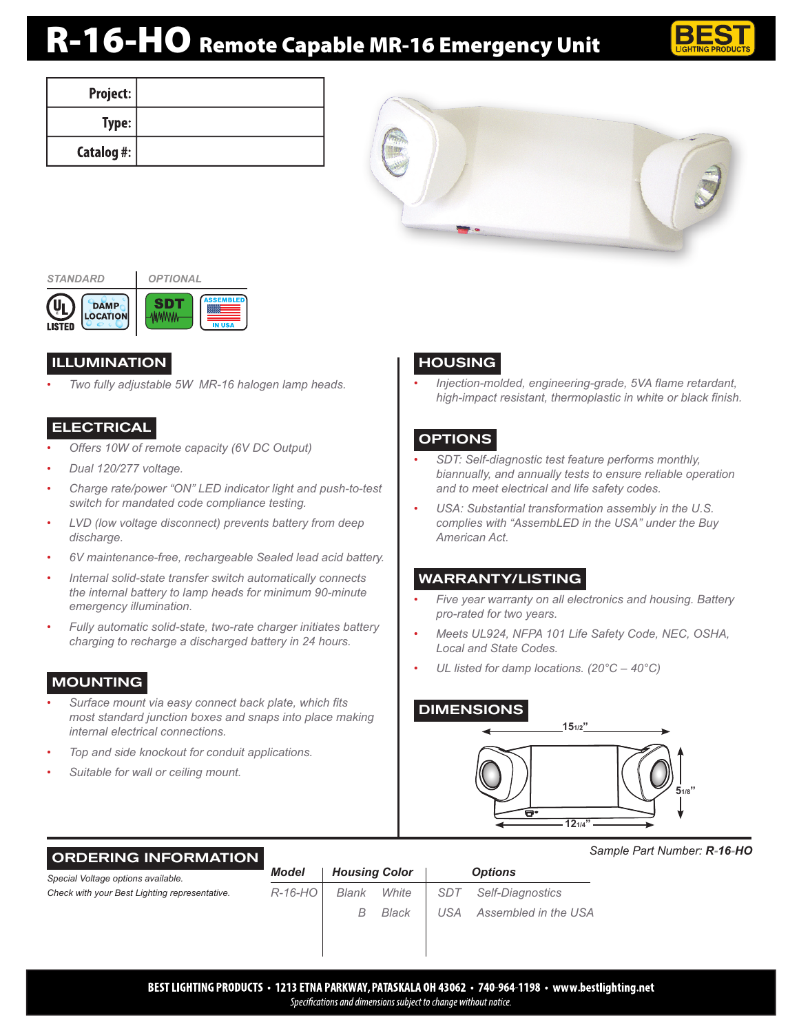# R-16-HO Remote Capable MR-16 Emergency Unit

| Project: | |
|---|---|
| Type: | |
| Catalog #: | |

STANDARD | OPTIONAL

## ILLUMINATION

- Two fully adjustable 5W MR-16 halogen lamp heads.

## ELECTRICAL

- Offers 10W of remote capacity (6V DC Output)
- Dual 120/277 voltage.
- Charge rate/power "ON" LED indicator light and push-to-test switch for mandated code compliance testing.
- LVD (low voltage disconnect) prevents battery from deep discharge.
- 6V maintenance-free, rechargeable Sealed lead acid battery.
- Internal solid-state transfer switch automatically connects the internal battery to lamp heads for minimum 90-minute emergency illumination.
- Fully automatic solid-state, two-rate charger initiates battery charging to recharge a discharged battery in 24 hours.

## MOUNTING

- Surface mount via easy connect back plate, which fits most standard junction boxes and snaps into place making internal electrical connections.
- Top and side knockout for conduit applications.
- Suitable for wall or ceiling mount.

## HOUSING

- Injection-molded, engineering-grade, 5VA flame retardant, high-impact resistant, thermoplastic in white or black finish.

## OPTIONS

- SDT: Self-diagnostic test feature performs monthly, biannually, and annually tests to ensure reliable operation and to meet electrical and life safety codes.
- USA: Substantial transformation assembly in the U.S. complies with "AssembLED in the USA" under the Buy American Act.

## WARRANTY/LISTING

- Five year warranty on all electronics and housing. Battery pro-rated for two years.
- Meets UL924, NFPA 101 Life Safety Code, NEC, OSHA, Local and State Codes.
- UL listed for damp locations. (20°C – 40°C)

## DIMENSIONS

15 1/2" (width) × 5 1/8" (height); 12 1/4" (housing width)

## ORDERING INFORMATION

Special Voltage options available.
Check with your Best Lighting representative.

Sample Part Number: **R-16-HO**

| Model | Housing Color | | Options | |
|---|---|---|---|---|
| R-16-HO | Blank | White | SDT | Self-Diagnostics |
| | B | Black | USA | Assembled in the USA |

BEST LIGHTING PRODUCTS • 1213 ETNA PARKWAY, PATASKALA OH 43062 • 740-964-1198 • www.bestlighting.net
*Specifications and dimensions subject to change without notice.*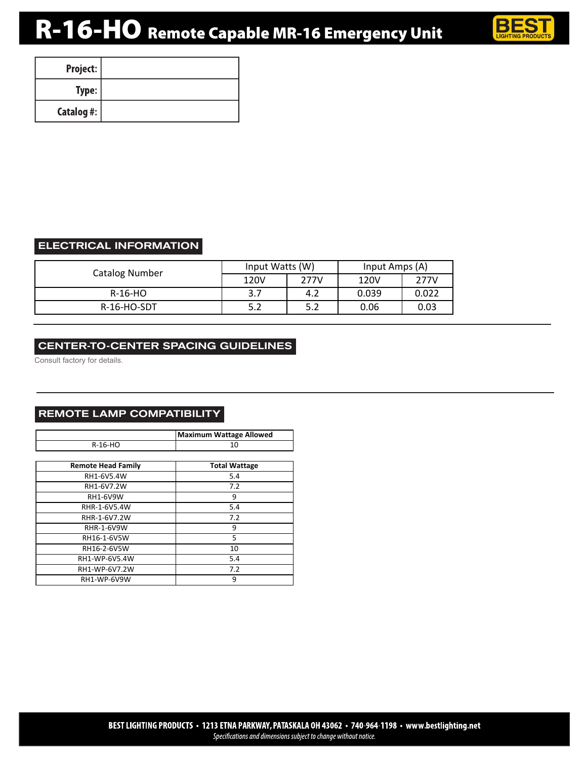# R-16-HO Remote Capable MR-16 Emergency Unit

| Project: | |
|---|---|
| Type: | |
| Catalog #: | |

## ELECTRICAL INFORMATION

| Catalog Number | Input Watts (W) | | Input Amps (A) | |
|---|---|---|---|---|
| | 120V | 277V | 120V | 277V |
| R-16-HO | 3.7 | 4.2 | 0.039 | 0.022 |
| R-16-HO-SDT | 5.2 | 5.2 | 0.06 | 0.03 |

## CENTER-TO-CENTER SPACING GUIDELINES

Consult factory for details.

## REMOTE LAMP COMPATIBILITY

| | Maximum Wattage Allowed |
|---|---|
| R-16-HO | 10 |

| Remote Head Family | Total Wattage |
|---|---|
| RH1-6V5.4W | 5.4 |
| RH1-6V7.2W | 7.2 |
| RH1-6V9W | 9 |
| RHR-1-6V5.4W | 5.4 |
| RHR-1-6V7.2W | 7.2 |
| RHR-1-6V9W | 9 |
| RH16-1-6V5W | 5 |
| RH16-2-6V5W | 10 |
| RH1-WP-6V5.4W | 5.4 |
| RH1-WP-6V7.2W | 7.2 |
| RH1-WP-6V9W | 9 |

**BEST LIGHTING PRODUCTS • 1213 ETNA PARKWAY, PATASKALA OH 43062 • 740-964-1198 • www.bestlighting.net**

*Specifications and dimensions subject to change without notice.*